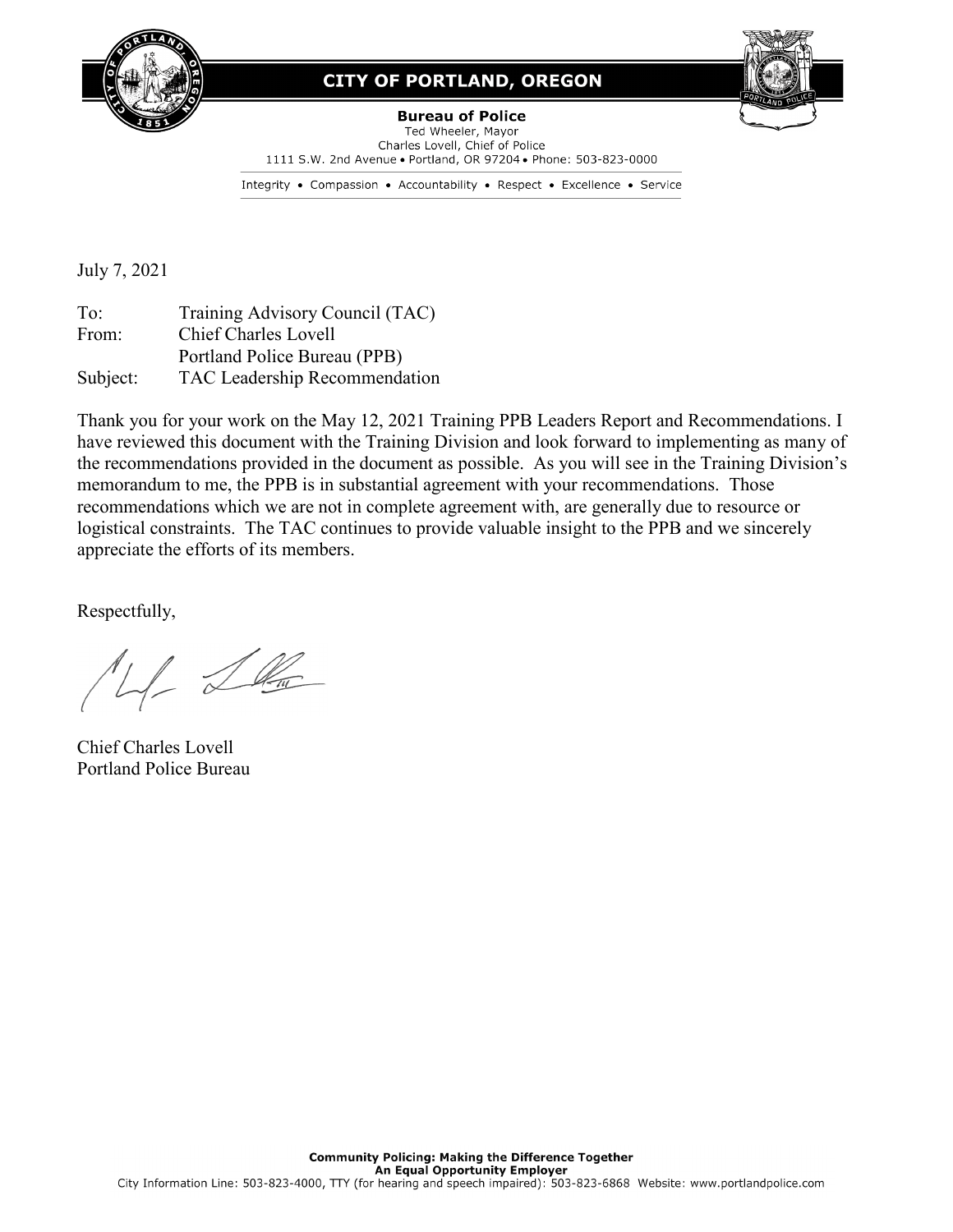# CITY OF PORTLAND, OREGON

**Bureau of Police**
Ted Wheeler, Mayor
Charles Lovell, Chief of Police
1111 S.W. 2nd Avenue • Portland, OR 97204 • Phone: 503-823-0000

Integrity • Compassion • Accountability • Respect • Excellence • Service

July 7, 2021

To: Training Advisory Council (TAC)
From: Chief Charles Lovell
Portland Police Bureau (PPB)
Subject: TAC Leadership Recommendation

Thank you for your work on the May 12, 2021 Training PPB Leaders Report and Recommendations. I have reviewed this document with the Training Division and look forward to implementing as many of the recommendations provided in the document as possible. As you will see in the Training Division's memorandum to me, the PPB is in substantial agreement with your recommendations. Those recommendations which we are not in complete agreement with, are generally due to resource or logistical constraints. The TAC continues to provide valuable insight to the PPB and we sincerely appreciate the efforts of its members.

Respectfully,

Chief Charles Lovell
Portland Police Bureau

**Community Policing: Making the Difference Together**
**An Equal Opportunity Employer**
City Information Line: 503-823-4000, TTY (for hearing and speech impaired): 503-823-6868 Website: www.portlandpolice.com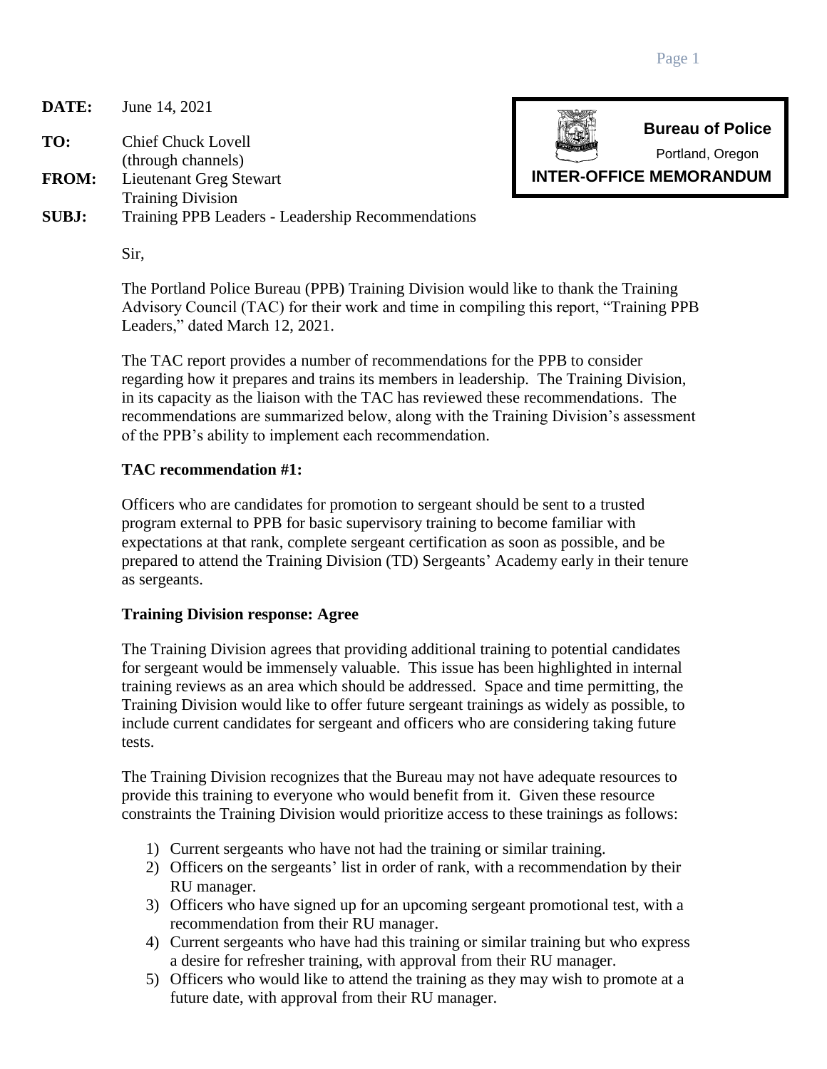**DATE:** June 14, 2021

**TO:** Chief Chuck Lovell
(through channels)

**FROM:** Lieutenant Greg Stewart
Training Division

**SUBJ:** Training PPB Leaders - Leadership Recommendations

**Bureau of Police**
Portland, Oregon
**INTER-OFFICE MEMORANDUM**

Sir,

The Portland Police Bureau (PPB) Training Division would like to thank the Training Advisory Council (TAC) for their work and time in compiling this report, "Training PPB Leaders," dated March 12, 2021.

The TAC report provides a number of recommendations for the PPB to consider regarding how it prepares and trains its members in leadership. The Training Division, in its capacity as the liaison with the TAC has reviewed these recommendations. The recommendations are summarized below, along with the Training Division's assessment of the PPB's ability to implement each recommendation.

**TAC recommendation #1:**

Officers who are candidates for promotion to sergeant should be sent to a trusted program external to PPB for basic supervisory training to become familiar with expectations at that rank, complete sergeant certification as soon as possible, and be prepared to attend the Training Division (TD) Sergeants' Academy early in their tenure as sergeants.

**Training Division response: Agree**

The Training Division agrees that providing additional training to potential candidates for sergeant would be immensely valuable. This issue has been highlighted in internal training reviews as an area which should be addressed. Space and time permitting, the Training Division would like to offer future sergeant trainings as widely as possible, to include current candidates for sergeant and officers who are considering taking future tests.

The Training Division recognizes that the Bureau may not have adequate resources to provide this training to everyone who would benefit from it. Given these resource constraints the Training Division would prioritize access to these trainings as follows:

1) Current sergeants who have not had the training or similar training.
2) Officers on the sergeants' list in order of rank, with a recommendation by their RU manager.
3) Officers who have signed up for an upcoming sergeant promotional test, with a recommendation from their RU manager.
4) Current sergeants who have had this training or similar training but who express a desire for refresher training, with approval from their RU manager.
5) Officers who would like to attend the training as they may wish to promote at a future date, with approval from their RU manager.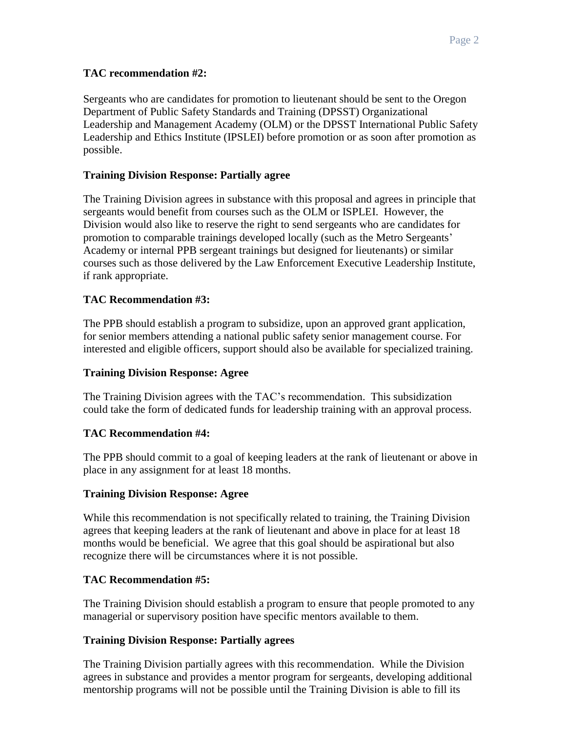**TAC recommendation #2:**

Sergeants who are candidates for promotion to lieutenant should be sent to the Oregon Department of Public Safety Standards and Training (DPSST) Organizational Leadership and Management Academy (OLM) or the DPSST International Public Safety Leadership and Ethics Institute (IPSLEI) before promotion or as soon after promotion as possible.

**Training Division Response: Partially agree**

The Training Division agrees in substance with this proposal and agrees in principle that sergeants would benefit from courses such as the OLM or ISPLEI. However, the Division would also like to reserve the right to send sergeants who are candidates for promotion to comparable trainings developed locally (such as the Metro Sergeants' Academy or internal PPB sergeant trainings but designed for lieutenants) or similar courses such as those delivered by the Law Enforcement Executive Leadership Institute, if rank appropriate.

**TAC Recommendation #3:**

The PPB should establish a program to subsidize, upon an approved grant application, for senior members attending a national public safety senior management course. For interested and eligible officers, support should also be available for specialized training.

**Training Division Response: Agree**

The Training Division agrees with the TAC's recommendation. This subsidization could take the form of dedicated funds for leadership training with an approval process.

**TAC Recommendation #4:**

The PPB should commit to a goal of keeping leaders at the rank of lieutenant or above in place in any assignment for at least 18 months.

**Training Division Response: Agree**

While this recommendation is not specifically related to training, the Training Division agrees that keeping leaders at the rank of lieutenant and above in place for at least 18 months would be beneficial. We agree that this goal should be aspirational but also recognize there will be circumstances where it is not possible.

**TAC Recommendation #5:**

The Training Division should establish a program to ensure that people promoted to any managerial or supervisory position have specific mentors available to them.

**Training Division Response: Partially agrees**

The Training Division partially agrees with this recommendation. While the Division agrees in substance and provides a mentor program for sergeants, developing additional mentorship programs will not be possible until the Training Division is able to fill its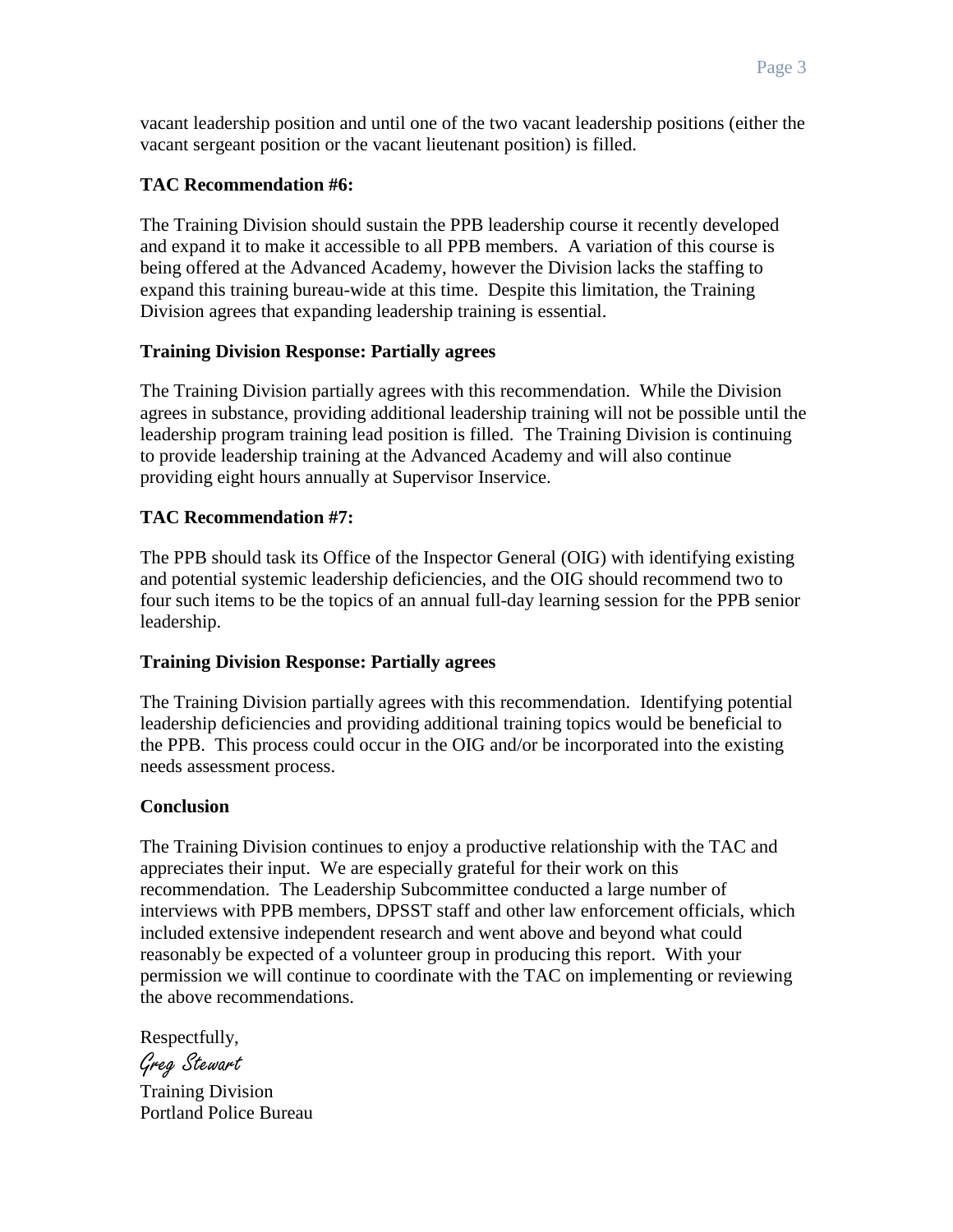vacant leadership position and until one of the two vacant leadership positions (either the vacant sergeant position or the vacant lieutenant position) is filled.

**TAC Recommendation #6:**

The Training Division should sustain the PPB leadership course it recently developed and expand it to make it accessible to all PPB members. A variation of this course is being offered at the Advanced Academy, however the Division lacks the staffing to expand this training bureau-wide at this time. Despite this limitation, the Training Division agrees that expanding leadership training is essential.

**Training Division Response: Partially agrees**

The Training Division partially agrees with this recommendation. While the Division agrees in substance, providing additional leadership training will not be possible until the leadership program training lead position is filled. The Training Division is continuing to provide leadership training at the Advanced Academy and will also continue providing eight hours annually at Supervisor Inservice.

**TAC Recommendation #7:**

The PPB should task its Office of the Inspector General (OIG) with identifying existing and potential systemic leadership deficiencies, and the OIG should recommend two to four such items to be the topics of an annual full-day learning session for the PPB senior leadership.

**Training Division Response: Partially agrees**

The Training Division partially agrees with this recommendation. Identifying potential leadership deficiencies and providing additional training topics would be beneficial to the PPB. This process could occur in the OIG and/or be incorporated into the existing needs assessment process.

**Conclusion**

The Training Division continues to enjoy a productive relationship with the TAC and appreciates their input. We are especially grateful for their work on this recommendation. The Leadership Subcommittee conducted a large number of interviews with PPB members, DPSST staff and other law enforcement officials, which included extensive independent research and went above and beyond what could reasonably be expected of a volunteer group in producing this report. With your permission we will continue to coordinate with the TAC on implementing or reviewing the above recommendations.

Respectfully,

*Greg Stewart*

Training Division
Portland Police Bureau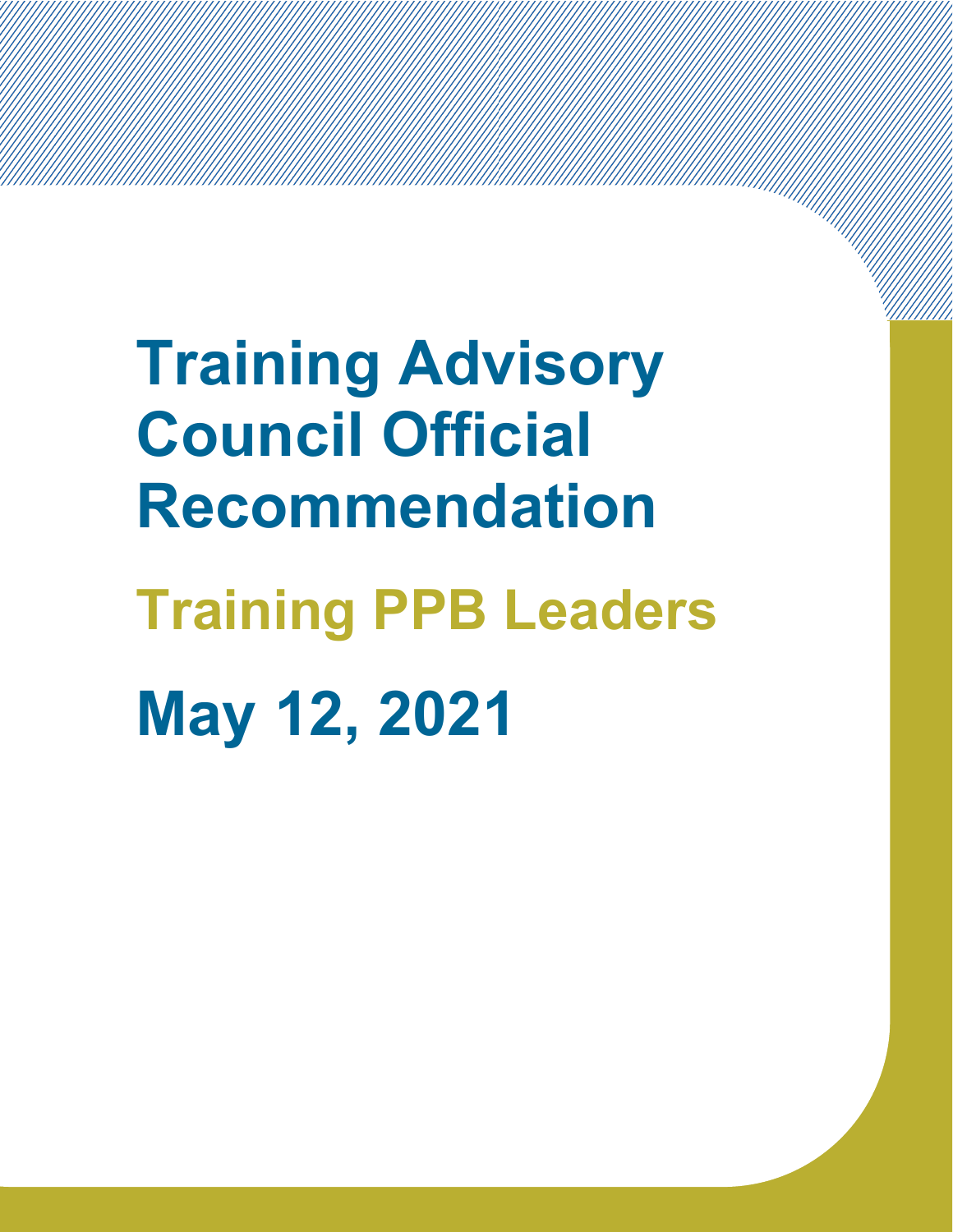# Training Advisory Council Official Recommendation

## Training PPB Leaders

## May 12, 2021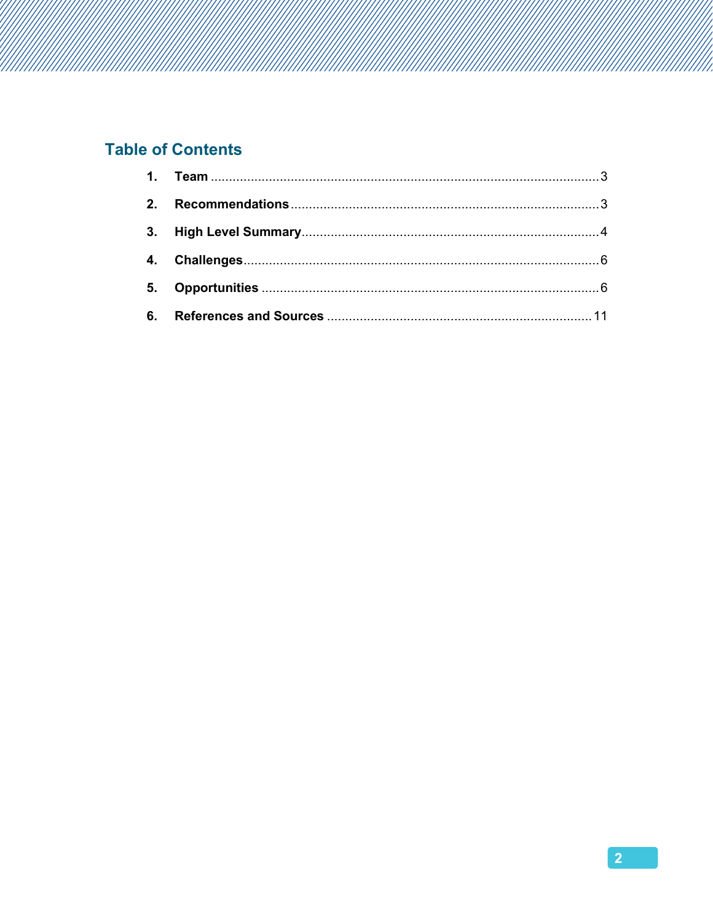## Table of Contents

1. **Team** ........................................................................................................... 3
2. **Recommendations** ..................................................................................... 3
3. **High Level Summary** .................................................................................. 4
4. **Challenges** .................................................................................................. 6
5. **Opportunities** ............................................................................................ 6
6. **References and Sources** ........................................................................ 11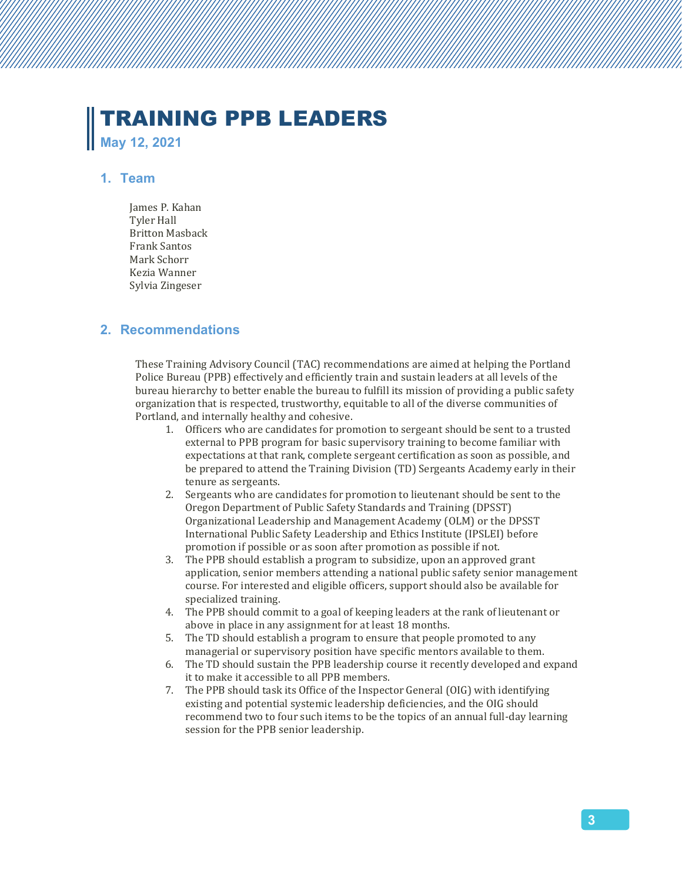# TRAINING PPB LEADERS

**May 12, 2021**

## 1. Team

James P. Kahan
Tyler Hall
Britton Masback
Frank Santos
Mark Schorr
Kezia Wanner
Sylvia Zingeser

## 2. Recommendations

These Training Advisory Council (TAC) recommendations are aimed at helping the Portland Police Bureau (PPB) effectively and efficiently train and sustain leaders at all levels of the bureau hierarchy to better enable the bureau to fulfill its mission of providing a public safety organization that is respected, trustworthy, equitable to all of the diverse communities of Portland, and internally healthy and cohesive.

1. Officers who are candidates for promotion to sergeant should be sent to a trusted external to PPB program for basic supervisory training to become familiar with expectations at that rank, complete sergeant certification as soon as possible, and be prepared to attend the Training Division (TD) Sergeants Academy early in their tenure as sergeants.
2. Sergeants who are candidates for promotion to lieutenant should be sent to the Oregon Department of Public Safety Standards and Training (DPSST) Organizational Leadership and Management Academy (OLM) or the DPSST International Public Safety Leadership and Ethics Institute (IPSLEI) before promotion if possible or as soon after promotion as possible if not.
3. The PPB should establish a program to subsidize, upon an approved grant application, senior members attending a national public safety senior management course. For interested and eligible officers, support should also be available for specialized training.
4. The PPB should commit to a goal of keeping leaders at the rank of lieutenant or above in place in any assignment for at least 18 months.
5. The TD should establish a program to ensure that people promoted to any managerial or supervisory position have specific mentors available to them.
6. The TD should sustain the PPB leadership course it recently developed and expand it to make it accessible to all PPB members.
7. The PPB should task its Office of the Inspector General (OIG) with identifying existing and potential systemic leadership deficiencies, and the OIG should recommend two to four such items to be the topics of an annual full-day learning session for the PPB senior leadership.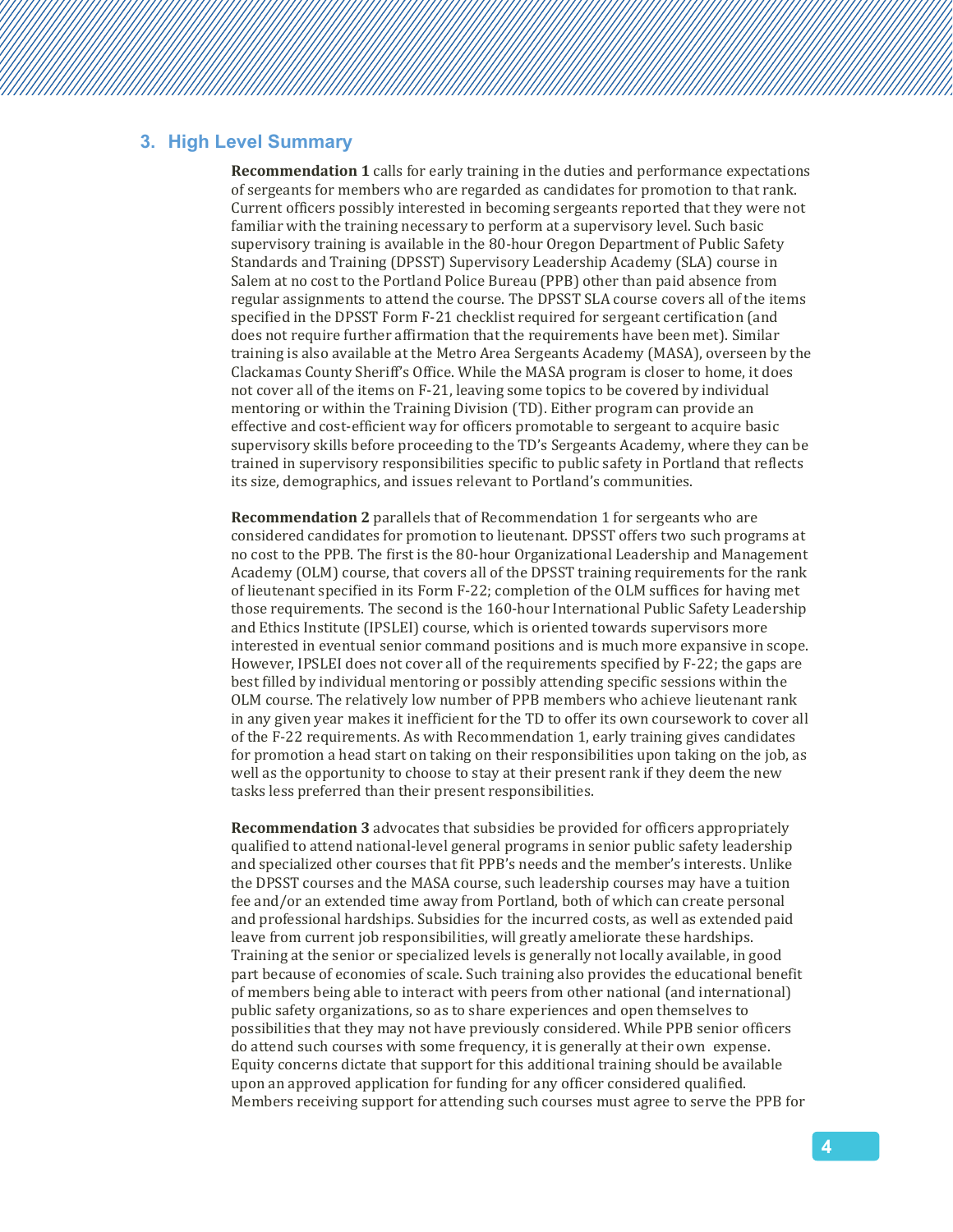## 3. High Level Summary

**Recommendation 1** calls for early training in the duties and performance expectations of sergeants for members who are regarded as candidates for promotion to that rank. Current officers possibly interested in becoming sergeants reported that they were not familiar with the training necessary to perform at a supervisory level. Such basic supervisory training is available in the 80-hour Oregon Department of Public Safety Standards and Training (DPSST) Supervisory Leadership Academy (SLA) course in Salem at no cost to the Portland Police Bureau (PPB) other than paid absence from regular assignments to attend the course. The DPSST SLA course covers all of the items specified in the DPSST Form F-21 checklist required for sergeant certification (and does not require further affirmation that the requirements have been met). Similar training is also available at the Metro Area Sergeants Academy (MASA), overseen by the Clackamas County Sheriff's Office. While the MASA program is closer to home, it does not cover all of the items on F-21, leaving some topics to be covered by individual mentoring or within the Training Division (TD). Either program can provide an effective and cost-efficient way for officers promotable to sergeant to acquire basic supervisory skills before proceeding to the TD's Sergeants Academy, where they can be trained in supervisory responsibilities specific to public safety in Portland that reflects its size, demographics, and issues relevant to Portland's communities.

**Recommendation 2** parallels that of Recommendation 1 for sergeants who are considered candidates for promotion to lieutenant. DPSST offers two such programs at no cost to the PPB. The first is the 80-hour Organizational Leadership and Management Academy (OLM) course, that covers all of the DPSST training requirements for the rank of lieutenant specified in its Form F-22; completion of the OLM suffices for having met those requirements. The second is the 160-hour International Public Safety Leadership and Ethics Institute (IPSLEI) course, which is oriented towards supervisors more interested in eventual senior command positions and is much more expansive in scope. However, IPSLEI does not cover all of the requirements specified by F-22; the gaps are best filled by individual mentoring or possibly attending specific sessions within the OLM course. The relatively low number of PPB members who achieve lieutenant rank in any given year makes it inefficient for the TD to offer its own coursework to cover all of the F-22 requirements. As with Recommendation 1, early training gives candidates for promotion a head start on taking on their responsibilities upon taking on the job, as well as the opportunity to choose to stay at their present rank if they deem the new tasks less preferred than their present responsibilities.

**Recommendation 3** advocates that subsidies be provided for officers appropriately qualified to attend national-level general programs in senior public safety leadership and specialized other courses that fit PPB's needs and the member's interests. Unlike the DPSST courses and the MASA course, such leadership courses may have a tuition fee and/or an extended time away from Portland, both of which can create personal and professional hardships. Subsidies for the incurred costs, as well as extended paid leave from current job responsibilities, will greatly ameliorate these hardships. Training at the senior or specialized levels is generally not locally available, in good part because of economies of scale. Such training also provides the educational benefit of members being able to interact with peers from other national (and international) public safety organizations, so as to share experiences and open themselves to possibilities that they may not have previously considered. While PPB senior officers do attend such courses with some frequency, it is generally at their own expense. Equity concerns dictate that support for this additional training should be available upon an approved application for funding for any officer considered qualified. Members receiving support for attending such courses must agree to serve the PPB for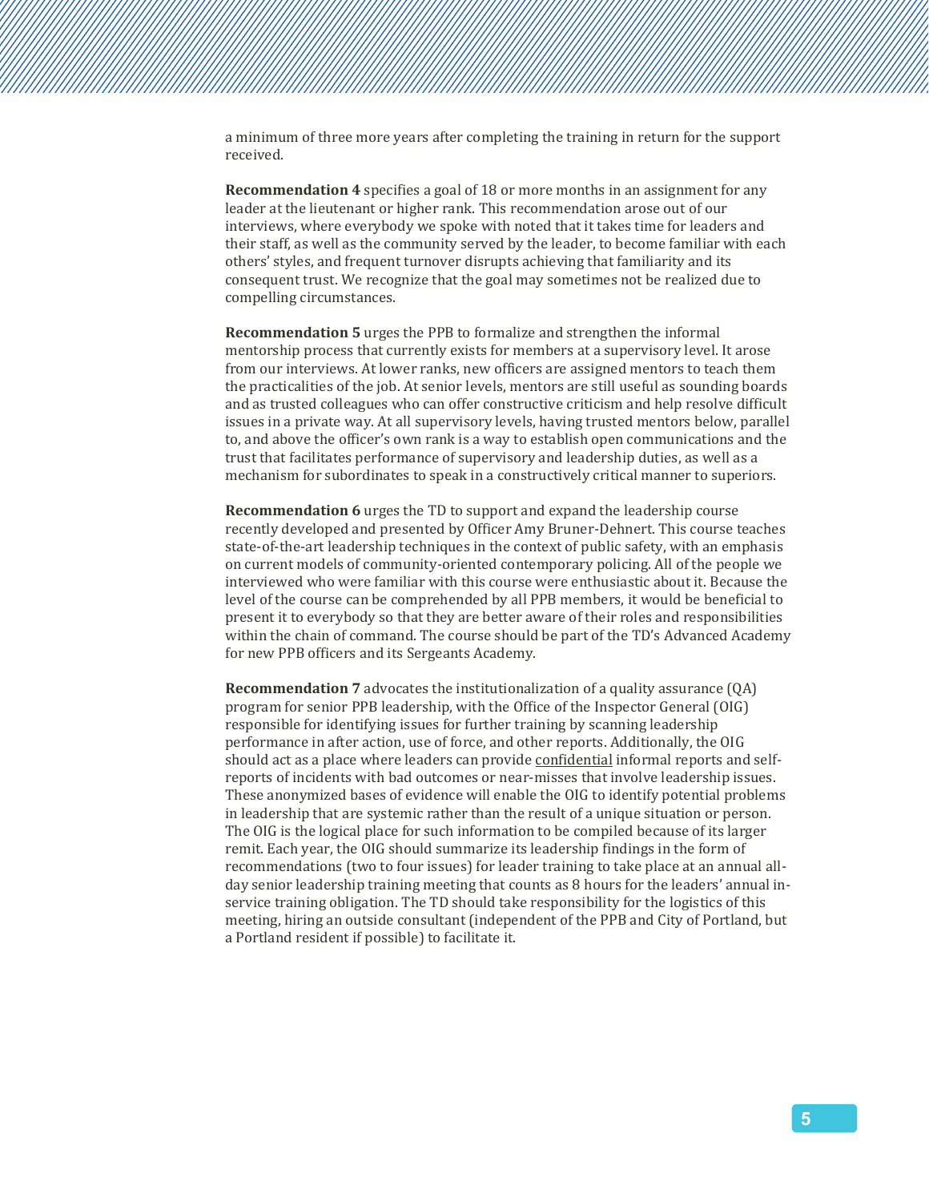a minimum of three more years after completing the training in return for the support received.

**Recommendation 4** specifies a goal of 18 or more months in an assignment for any leader at the lieutenant or higher rank. This recommendation arose out of our interviews, where everybody we spoke with noted that it takes time for leaders and their staff, as well as the community served by the leader, to become familiar with each others' styles, and frequent turnover disrupts achieving that familiarity and its consequent trust. We recognize that the goal may sometimes not be realized due to compelling circumstances.

**Recommendation 5** urges the PPB to formalize and strengthen the informal mentorship process that currently exists for members at a supervisory level. It arose from our interviews. At lower ranks, new officers are assigned mentors to teach them the practicalities of the job. At senior levels, mentors are still useful as sounding boards and as trusted colleagues who can offer constructive criticism and help resolve difficult issues in a private way. At all supervisory levels, having trusted mentors below, parallel to, and above the officer's own rank is a way to establish open communications and the trust that facilitates performance of supervisory and leadership duties, as well as a mechanism for subordinates to speak in a constructively critical manner to superiors.

**Recommendation 6** urges the TD to support and expand the leadership course recently developed and presented by Officer Amy Bruner-Dehnert. This course teaches state-of-the-art leadership techniques in the context of public safety, with an emphasis on current models of community-oriented contemporary policing. All of the people we interviewed who were familiar with this course were enthusiastic about it. Because the level of the course can be comprehended by all PPB members, it would be beneficial to present it to everybody so that they are better aware of their roles and responsibilities within the chain of command. The course should be part of the TD's Advanced Academy for new PPB officers and its Sergeants Academy.

**Recommendation 7** advocates the institutionalization of a quality assurance (QA) program for senior PPB leadership, with the Office of the Inspector General (OIG) responsible for identifying issues for further training by scanning leadership performance in after action, use of force, and other reports. Additionally, the OIG should act as a place where leaders can provide <u>confidential</u> informal reports and self-reports of incidents with bad outcomes or near-misses that involve leadership issues. These anonymized bases of evidence will enable the OIG to identify potential problems in leadership that are systemic rather than the result of a unique situation or person. The OIG is the logical place for such information to be compiled because of its larger remit. Each year, the OIG should summarize its leadership findings in the form of recommendations (two to four issues) for leader training to take place at an annual all-day senior leadership training meeting that counts as 8 hours for the leaders' annual in-service training obligation. The TD should take responsibility for the logistics of this meeting, hiring an outside consultant (independent of the PPB and City of Portland, but a Portland resident if possible) to facilitate it.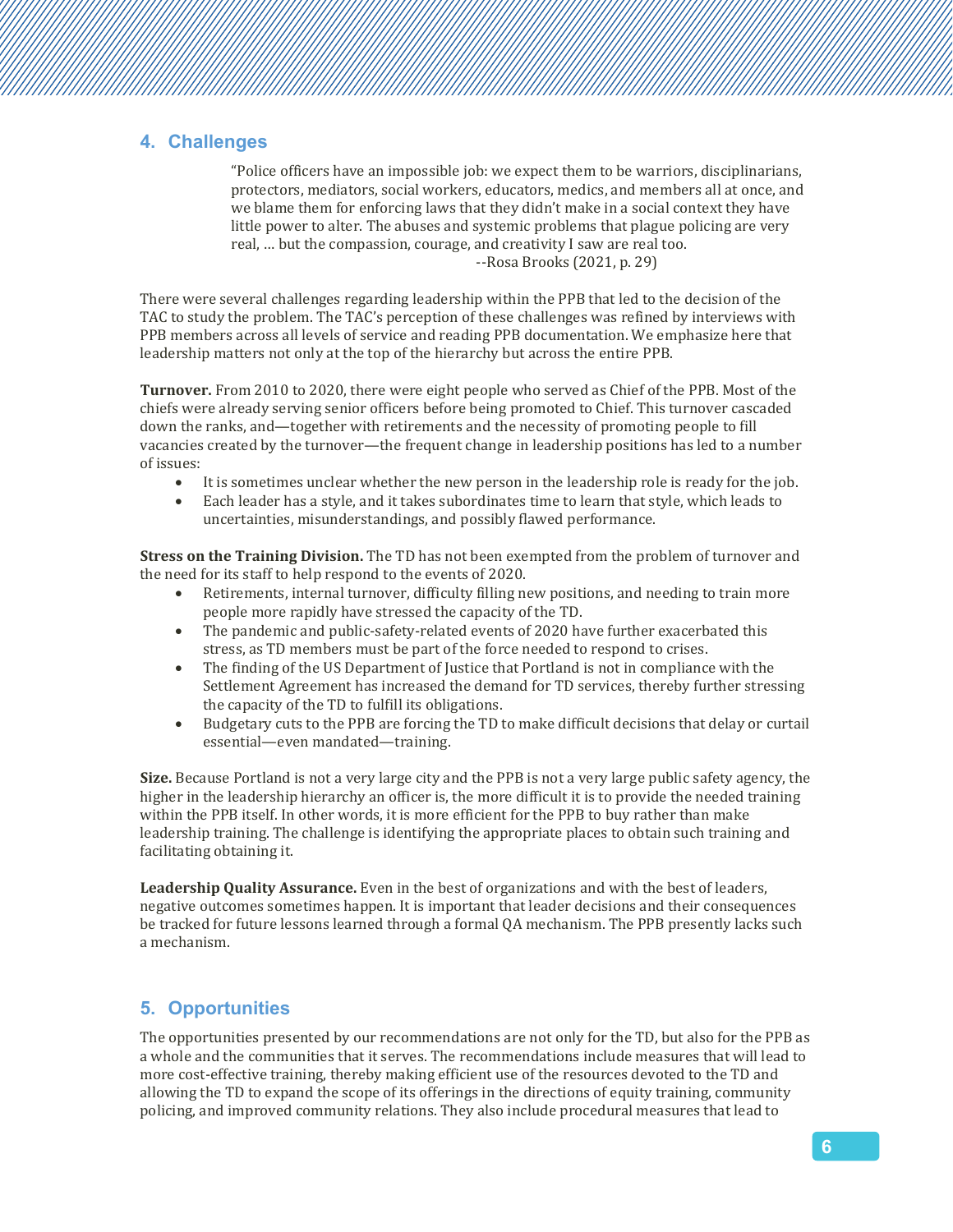## 4. Challenges

> "Police officers have an impossible job: we expect them to be warriors, disciplinarians, protectors, mediators, social workers, educators, medics, and members all at once, and we blame them for enforcing laws that they didn't make in a social context they have little power to alter. The abuses and systemic problems that plague policing are very real, … but the compassion, courage, and creativity I saw are real too.
>
> --Rosa Brooks (2021, p. 29)

There were several challenges regarding leadership within the PPB that led to the decision of the TAC to study the problem. The TAC's perception of these challenges was refined by interviews with PPB members across all levels of service and reading PPB documentation. We emphasize here that leadership matters not only at the top of the hierarchy but across the entire PPB.

**Turnover.** From 2010 to 2020, there were eight people who served as Chief of the PPB. Most of the chiefs were already serving senior officers before being promoted to Chief. This turnover cascaded down the ranks, and—together with retirements and the necessity of promoting people to fill vacancies created by the turnover—the frequent change in leadership positions has led to a number of issues:

- It is sometimes unclear whether the new person in the leadership role is ready for the job.
- Each leader has a style, and it takes subordinates time to learn that style, which leads to uncertainties, misunderstandings, and possibly flawed performance.

**Stress on the Training Division.** The TD has not been exempted from the problem of turnover and the need for its staff to help respond to the events of 2020.

- Retirements, internal turnover, difficulty filling new positions, and needing to train more people more rapidly have stressed the capacity of the TD.
- The pandemic and public-safety-related events of 2020 have further exacerbated this stress, as TD members must be part of the force needed to respond to crises.
- The finding of the US Department of Justice that Portland is not in compliance with the Settlement Agreement has increased the demand for TD services, thereby further stressing the capacity of the TD to fulfill its obligations.
- Budgetary cuts to the PPB are forcing the TD to make difficult decisions that delay or curtail essential—even mandated—training.

**Size.** Because Portland is not a very large city and the PPB is not a very large public safety agency, the higher in the leadership hierarchy an officer is, the more difficult it is to provide the needed training within the PPB itself. In other words, it is more efficient for the PPB to buy rather than make leadership training. The challenge is identifying the appropriate places to obtain such training and facilitating obtaining it.

**Leadership Quality Assurance.** Even in the best of organizations and with the best of leaders, negative outcomes sometimes happen. It is important that leader decisions and their consequences be tracked for future lessons learned through a formal QA mechanism. The PPB presently lacks such a mechanism.

## 5. Opportunities

The opportunities presented by our recommendations are not only for the TD, but also for the PPB as a whole and the communities that it serves. The recommendations include measures that will lead to more cost-effective training, thereby making efficient use of the resources devoted to the TD and allowing the TD to expand the scope of its offerings in the directions of equity training, community policing, and improved community relations. They also include procedural measures that lead to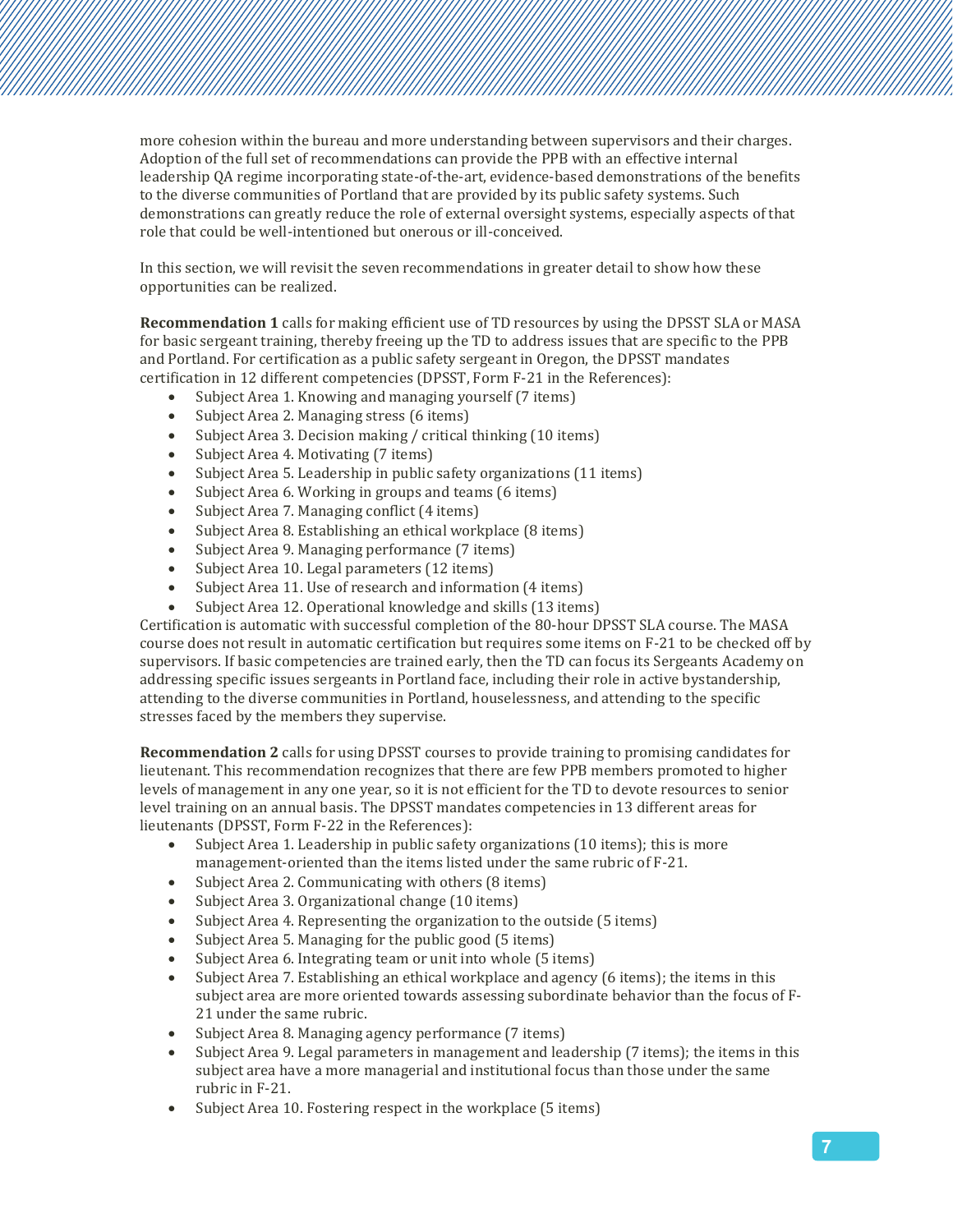more cohesion within the bureau and more understanding between supervisors and their charges. Adoption of the full set of recommendations can provide the PPB with an effective internal leadership QA regime incorporating state-of-the-art, evidence-based demonstrations of the benefits to the diverse communities of Portland that are provided by its public safety systems. Such demonstrations can greatly reduce the role of external oversight systems, especially aspects of that role that could be well-intentioned but onerous or ill-conceived.

In this section, we will revisit the seven recommendations in greater detail to show how these opportunities can be realized.

**Recommendation 1** calls for making efficient use of TD resources by using the DPSST SLA or MASA for basic sergeant training, thereby freeing up the TD to address issues that are specific to the PPB and Portland. For certification as a public safety sergeant in Oregon, the DPSST mandates certification in 12 different competencies (DPSST, Form F-21 in the References):

- Subject Area 1. Knowing and managing yourself (7 items)
- Subject Area 2. Managing stress (6 items)
- Subject Area 3. Decision making / critical thinking (10 items)
- Subject Area 4. Motivating (7 items)
- Subject Area 5. Leadership in public safety organizations (11 items)
- Subject Area 6. Working in groups and teams (6 items)
- Subject Area 7. Managing conflict (4 items)
- Subject Area 8. Establishing an ethical workplace (8 items)
- Subject Area 9. Managing performance (7 items)
- Subject Area 10. Legal parameters (12 items)
- Subject Area 11. Use of research and information (4 items)
- Subject Area 12. Operational knowledge and skills (13 items)

Certification is automatic with successful completion of the 80-hour DPSST SLA course. The MASA course does not result in automatic certification but requires some items on F-21 to be checked off by supervisors. If basic competencies are trained early, then the TD can focus its Sergeants Academy on addressing specific issues sergeants in Portland face, including their role in active bystandership, attending to the diverse communities in Portland, houselessness, and attending to the specific stresses faced by the members they supervise.

**Recommendation 2** calls for using DPSST courses to provide training to promising candidates for lieutenant. This recommendation recognizes that there are few PPB members promoted to higher levels of management in any one year, so it is not efficient for the TD to devote resources to senior level training on an annual basis. The DPSST mandates competencies in 13 different areas for lieutenants (DPSST, Form F-22 in the References):

- Subject Area 1. Leadership in public safety organizations (10 items); this is more management-oriented than the items listed under the same rubric of F-21.
- Subject Area 2. Communicating with others (8 items)
- Subject Area 3. Organizational change (10 items)
- Subject Area 4. Representing the organization to the outside (5 items)
- Subject Area 5. Managing for the public good (5 items)
- Subject Area 6. Integrating team or unit into whole (5 items)
- Subject Area 7. Establishing an ethical workplace and agency (6 items); the items in this subject area are more oriented towards assessing subordinate behavior than the focus of F-21 under the same rubric.
- Subject Area 8. Managing agency performance (7 items)
- Subject Area 9. Legal parameters in management and leadership (7 items); the items in this subject area have a more managerial and institutional focus than those under the same rubric in F-21.
- Subject Area 10. Fostering respect in the workplace (5 items)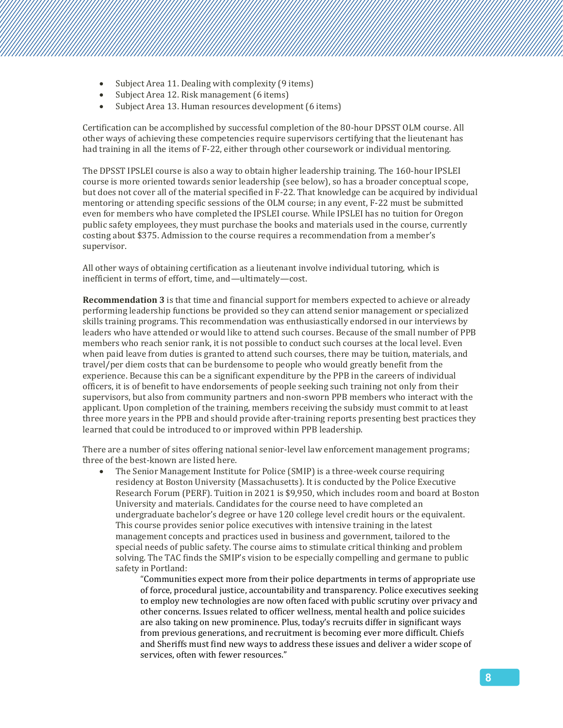- Subject Area 11. Dealing with complexity (9 items)
- Subject Area 12. Risk management (6 items)
- Subject Area 13. Human resources development (6 items)

Certification can be accomplished by successful completion of the 80-hour DPSST OLM course. All other ways of achieving these competencies require supervisors certifying that the lieutenant has had training in all the items of F-22, either through other coursework or individual mentoring.

The DPSST IPSLEI course is also a way to obtain higher leadership training. The 160-hour IPSLEI course is more oriented towards senior leadership (see below), so has a broader conceptual scope, but does not cover all of the material specified in F-22. That knowledge can be acquired by individual mentoring or attending specific sessions of the OLM course; in any event, F-22 must be submitted even for members who have completed the IPSLEI course. While IPSLEI has no tuition for Oregon public safety employees, they must purchase the books and materials used in the course, currently costing about $375. Admission to the course requires a recommendation from a member's supervisor.

All other ways of obtaining certification as a lieutenant involve individual tutoring, which is inefficient in terms of effort, time, and—ultimately—cost.

**Recommendation 3** is that time and financial support for members expected to achieve or already performing leadership functions be provided so they can attend senior management or specialized skills training programs. This recommendation was enthusiastically endorsed in our interviews by leaders who have attended or would like to attend such courses. Because of the small number of PPB members who reach senior rank, it is not possible to conduct such courses at the local level. Even when paid leave from duties is granted to attend such courses, there may be tuition, materials, and travel/per diem costs that can be burdensome to people who would greatly benefit from the experience. Because this can be a significant expenditure by the PPB in the careers of individual officers, it is of benefit to have endorsements of people seeking such training not only from their supervisors, but also from community partners and non-sworn PPB members who interact with the applicant. Upon completion of the training, members receiving the subsidy must commit to at least three more years in the PPB and should provide after-training reports presenting best practices they learned that could be introduced to or improved within PPB leadership.

There are a number of sites offering national senior-level law enforcement management programs; three of the best-known are listed here.

- The Senior Management Institute for Police (SMIP) is a three-week course requiring residency at Boston University (Massachusetts). It is conducted by the Police Executive Research Forum (PERF). Tuition in 2021 is $9,950, which includes room and board at Boston University and materials. Candidates for the course need to have completed an undergraduate bachelor's degree or have 120 college level credit hours or the equivalent. This course provides senior police executives with intensive training in the latest management concepts and practices used in business and government, tailored to the special needs of public safety. The course aims to stimulate critical thinking and problem solving. The TAC finds the SMIP's vision to be especially compelling and germane to public safety in Portland:

  > "Communities expect more from their police departments in terms of appropriate use of force, procedural justice, accountability and transparency. Police executives seeking to employ new technologies are now often faced with public scrutiny over privacy and other concerns. Issues related to officer wellness, mental health and police suicides are also taking on new prominence. Plus, today's recruits differ in significant ways from previous generations, and recruitment is becoming ever more difficult. Chiefs and Sheriffs must find new ways to address these issues and deliver a wider scope of services, often with fewer resources."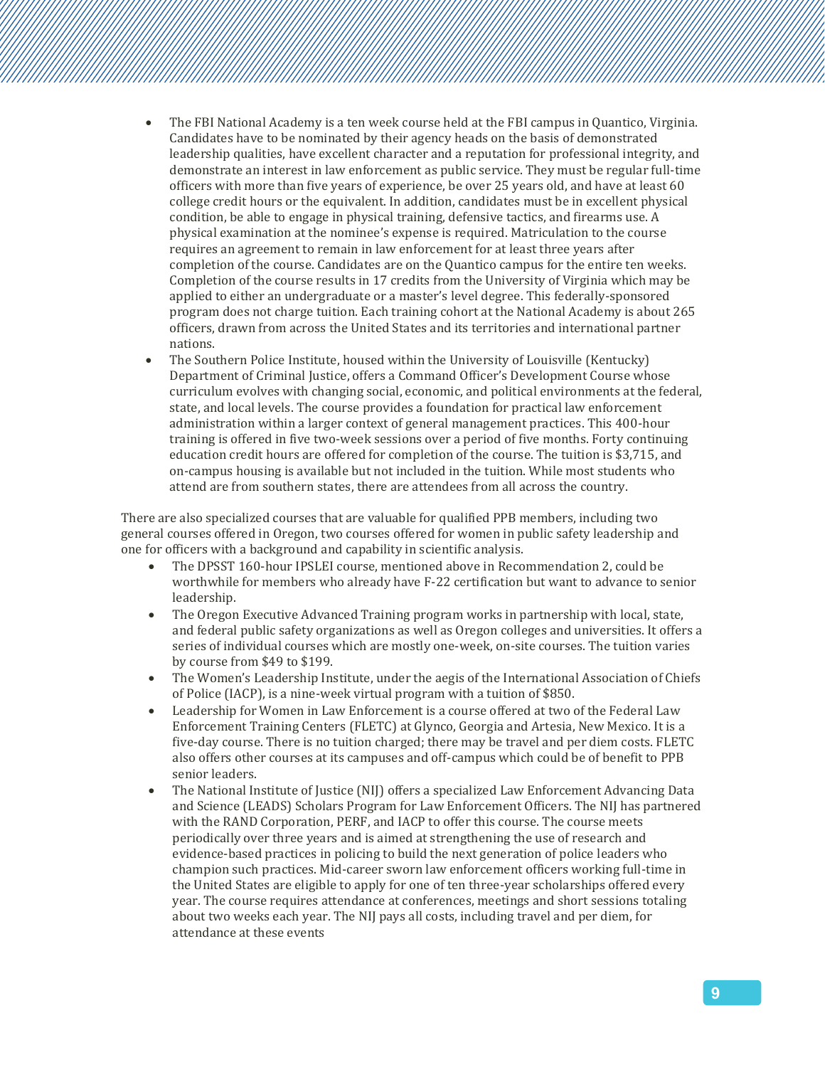- The FBI National Academy is a ten week course held at the FBI campus in Quantico, Virginia. Candidates have to be nominated by their agency heads on the basis of demonstrated leadership qualities, have excellent character and a reputation for professional integrity, and demonstrate an interest in law enforcement as public service. They must be regular full-time officers with more than five years of experience, be over 25 years old, and have at least 60 college credit hours or the equivalent. In addition, candidates must be in excellent physical condition, be able to engage in physical training, defensive tactics, and firearms use. A physical examination at the nominee's expense is required. Matriculation to the course requires an agreement to remain in law enforcement for at least three years after completion of the course. Candidates are on the Quantico campus for the entire ten weeks. Completion of the course results in 17 credits from the University of Virginia which may be applied to either an undergraduate or a master's level degree. This federally-sponsored program does not charge tuition. Each training cohort at the National Academy is about 265 officers, drawn from across the United States and its territories and international partner nations.
- The Southern Police Institute, housed within the University of Louisville (Kentucky) Department of Criminal Justice, offers a Command Officer's Development Course whose curriculum evolves with changing social, economic, and political environments at the federal, state, and local levels. The course provides a foundation for practical law enforcement administration within a larger context of general management practices. This 400-hour training is offered in five two-week sessions over a period of five months. Forty continuing education credit hours are offered for completion of the course. The tuition is $3,715, and on-campus housing is available but not included in the tuition. While most students who attend are from southern states, there are attendees from all across the country.

There are also specialized courses that are valuable for qualified PPB members, including two general courses offered in Oregon, two courses offered for women in public safety leadership and one for officers with a background and capability in scientific analysis.

- The DPSST 160-hour IPSLEI course, mentioned above in Recommendation 2, could be worthwhile for members who already have F-22 certification but want to advance to senior leadership.
- The Oregon Executive Advanced Training program works in partnership with local, state, and federal public safety organizations as well as Oregon colleges and universities. It offers a series of individual courses which are mostly one-week, on-site courses. The tuition varies by course from $49 to $199.
- The Women's Leadership Institute, under the aegis of the International Association of Chiefs of Police (IACP), is a nine-week virtual program with a tuition of $850.
- Leadership for Women in Law Enforcement is a course offered at two of the Federal Law Enforcement Training Centers (FLETC) at Glynco, Georgia and Artesia, New Mexico. It is a five-day course. There is no tuition charged; there may be travel and per diem costs. FLETC also offers other courses at its campuses and off-campus which could be of benefit to PPB senior leaders.
- The National Institute of Justice (NIJ) offers a specialized Law Enforcement Advancing Data and Science (LEADS) Scholars Program for Law Enforcement Officers. The NIJ has partnered with the RAND Corporation, PERF, and IACP to offer this course. The course meets periodically over three years and is aimed at strengthening the use of research and evidence-based practices in policing to build the next generation of police leaders who champion such practices. Mid-career sworn law enforcement officers working full-time in the United States are eligible to apply for one of ten three-year scholarships offered every year. The course requires attendance at conferences, meetings and short sessions totaling about two weeks each year. The NIJ pays all costs, including travel and per diem, for attendance at these events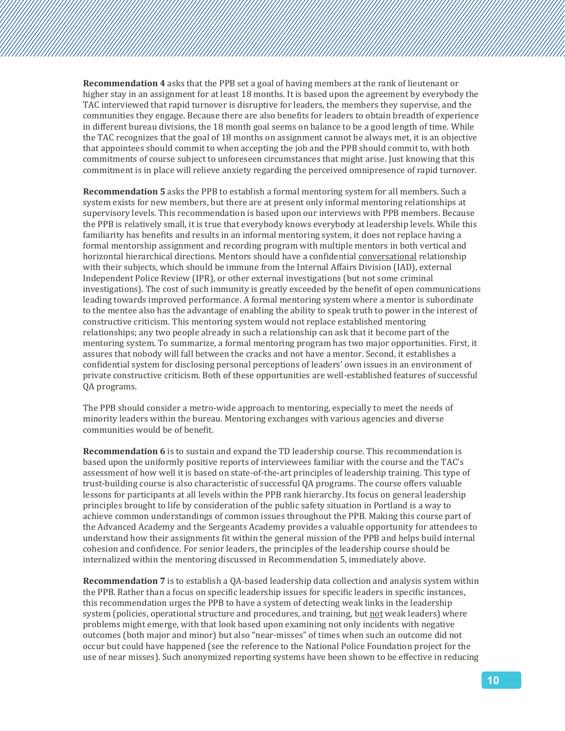**Recommendation 4** asks that the PPB set a goal of having members at the rank of lieutenant or higher stay in an assignment for at least 18 months. It is based upon the agreement by everybody the TAC interviewed that rapid turnover is disruptive for leaders, the members they supervise, and the communities they engage. Because there are also benefits for leaders to obtain breadth of experience in different bureau divisions, the 18 month goal seems on balance to be a good length of time. While the TAC recognizes that the goal of 18 months on assignment cannot be always met, it is an objective that appointees should commit to when accepting the job and the PPB should commit to, with both commitments of course subject to unforeseen circumstances that might arise. Just knowing that this commitment is in place will relieve anxiety regarding the perceived omnipresence of rapid turnover.

**Recommendation 5** asks the PPB to establish a formal mentoring system for all members. Such a system exists for new members, but there are at present only informal mentoring relationships at supervisory levels. This recommendation is based upon our interviews with PPB members. Because the PPB is relatively small, it is true that everybody knows everybody at leadership levels. While this familiarity has benefits and results in an informal mentoring system, it does not replace having a formal mentorship assignment and recording program with multiple mentors in both vertical and horizontal hierarchical directions. Mentors should have a confidential <u>conversational</u> relationship with their subjects, which should be immune from the Internal Affairs Division (IAD), external Independent Police Review (IPR), or other external investigations (but not some criminal investigations). The cost of such immunity is greatly exceeded by the benefit of open communications leading towards improved performance. A formal mentoring system where a mentor is subordinate to the mentee also has the advantage of enabling the ability to speak truth to power in the interest of constructive criticism. This mentoring system would not replace established mentoring relationships; any two people already in such a relationship can ask that it become part of the mentoring system. To summarize, a formal mentoring program has two major opportunities. First, it assures that nobody will fall between the cracks and not have a mentor. Second, it establishes a confidential system for disclosing personal perceptions of leaders' own issues in an environment of private constructive criticism. Both of these opportunities are well-established features of successful QA programs.

The PPB should consider a metro-wide approach to mentoring, especially to meet the needs of minority leaders within the bureau. Mentoring exchanges with various agencies and diverse communities would be of benefit.

**Recommendation 6** is to sustain and expand the TD leadership course. This recommendation is based upon the uniformly positive reports of interviewees familiar with the course and the TAC's assessment of how well it is based on state-of-the-art principles of leadership training. This type of trust-building course is also characteristic of successful QA programs. The course offers valuable lessons for participants at all levels within the PPB rank hierarchy. Its focus on general leadership principles brought to life by consideration of the public safety situation in Portland is a way to achieve common understandings of common issues throughout the PPB. Making this course part of the Advanced Academy and the Sergeants Academy provides a valuable opportunity for attendees to understand how their assignments fit within the general mission of the PPB and helps build internal cohesion and confidence. For senior leaders, the principles of the leadership course should be internalized within the mentoring discussed in Recommendation 5, immediately above.

**Recommendation 7** is to establish a QA-based leadership data collection and analysis system within the PPB. Rather than a focus on specific leadership issues for specific leaders in specific instances, this recommendation urges the PPB to have a system of detecting weak links in the leadership system (policies, operational structure and procedures, and training, but <u>not</u> weak leaders) where problems might emerge, with that look based upon examining not only incidents with negative outcomes (both major and minor) but also "near-misses" of times when such an outcome did not occur but could have happened (see the reference to the National Police Foundation project for the use of near misses). Such anonymized reporting systems have been shown to be effective in reducing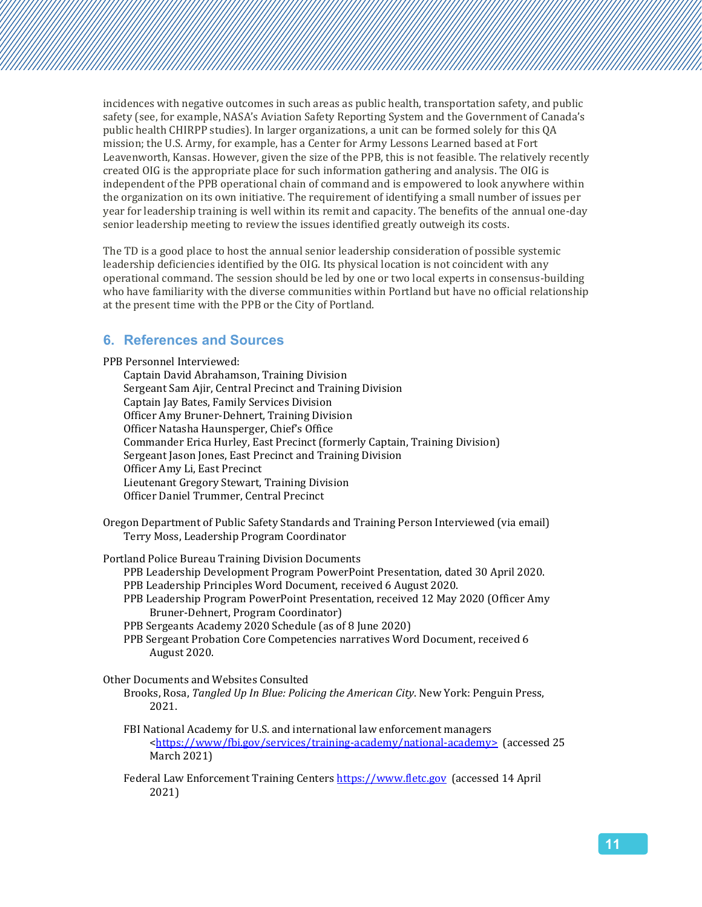incidences with negative outcomes in such areas as public health, transportation safety, and public safety (see, for example, NASA's Aviation Safety Reporting System and the Government of Canada's public health CHIRPP studies). In larger organizations, a unit can be formed solely for this QA mission; the U.S. Army, for example, has a Center for Army Lessons Learned based at Fort Leavenworth, Kansas. However, given the size of the PPB, this is not feasible. The relatively recently created OIG is the appropriate place for such information gathering and analysis. The OIG is independent of the PPB operational chain of command and is empowered to look anywhere within the organization on its own initiative. The requirement of identifying a small number of issues per year for leadership training is well within its remit and capacity. The benefits of the annual one-day senior leadership meeting to review the issues identified greatly outweigh its costs.

The TD is a good place to host the annual senior leadership consideration of possible systemic leadership deficiencies identified by the OIG. Its physical location is not coincident with any operational command. The session should be led by one or two local experts in consensus-building who have familiarity with the diverse communities within Portland but have no official relationship at the present time with the PPB or the City of Portland.

## 6. References and Sources

PPB Personnel Interviewed:

- Captain David Abrahamson, Training Division
- Sergeant Sam Ajir, Central Precinct and Training Division
- Captain Jay Bates, Family Services Division
- Officer Amy Bruner-Dehnert, Training Division
- Officer Natasha Haunsperger, Chief's Office
- Commander Erica Hurley, East Precinct (formerly Captain, Training Division)
- Sergeant Jason Jones, East Precinct and Training Division
- Officer Amy Li, East Precinct
- Lieutenant Gregory Stewart, Training Division
- Officer Daniel Trummer, Central Precinct

Oregon Department of Public Safety Standards and Training Person Interviewed (via email)

- Terry Moss, Leadership Program Coordinator

Portland Police Bureau Training Division Documents

- PPB Leadership Development Program PowerPoint Presentation, dated 30 April 2020.
- PPB Leadership Principles Word Document, received 6 August 2020.
- PPB Leadership Program PowerPoint Presentation, received 12 May 2020 (Officer Amy Bruner-Dehnert, Program Coordinator)
- PPB Sergeants Academy 2020 Schedule (as of 8 June 2020)
- PPB Sergeant Probation Core Competencies narratives Word Document, received 6 August 2020.

Other Documents and Websites Consulted

- Brooks, Rosa, *Tangled Up In Blue: Policing the American City*. New York: Penguin Press, 2021.
- FBI National Academy for U.S. and international law enforcement managers <https://www/fbi.gov/services/training-academy/national-academy> (accessed 25 March 2021)
- Federal Law Enforcement Training Centers https://www.fletc.gov (accessed 14 April 2021)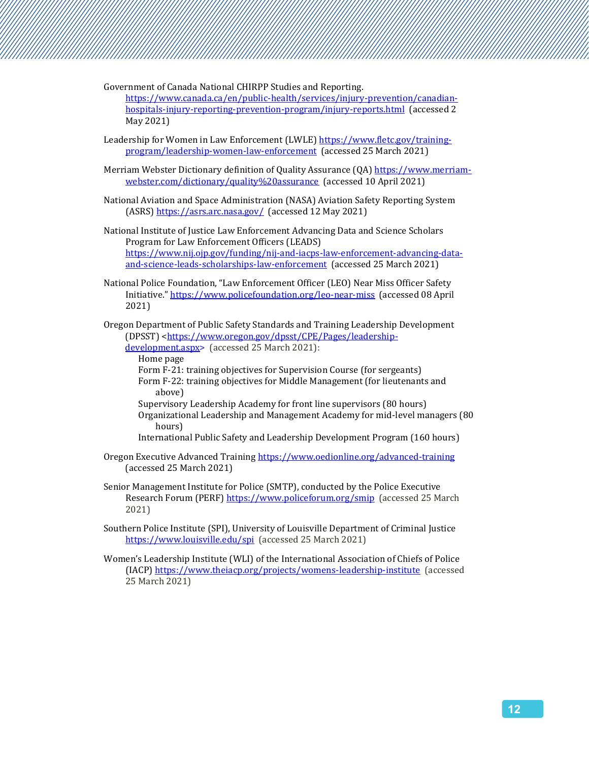Government of Canada National CHIRPP Studies and Reporting. https://www.canada.ca/en/public-health/services/injury-prevention/canadian-hospitals-injury-reporting-prevention-program/injury-reports.html (accessed 2 May 2021)

Leadership for Women in Law Enforcement (LWLE) https://www.fletc.gov/training-program/leadership-women-law-enforcement (accessed 25 March 2021)

Merriam Webster Dictionary definition of Quality Assurance (QA) https://www.merriam-webster.com/dictionary/quality%20assurance (accessed 10 April 2021)

National Aviation and Space Administration (NASA) Aviation Safety Reporting System (ASRS) https://asrs.arc.nasa.gov/ (accessed 12 May 2021)

National Institute of Justice Law Enforcement Advancing Data and Science Scholars Program for Law Enforcement Officers (LEADS) https://www.nij.ojp.gov/funding/nij-and-iacps-law-enforcement-advancing-data-and-science-leads-scholarships-law-enforcement (accessed 25 March 2021)

National Police Foundation, "Law Enforcement Officer (LEO) Near Miss Officer Safety Initiative." https://www.policefoundation.org/leo-near-miss (accessed 08 April 2021)

Oregon Department of Public Safety Standards and Training Leadership Development (DPSST) <https://www.oregon.gov/dpsst/CPE/Pages/leadership-development.aspx> (accessed 25 March 2021):

- Home page
- Form F-21: training objectives for Supervision Course (for sergeants)
- Form F-22: training objectives for Middle Management (for lieutenants and above)
- Supervisory Leadership Academy for front line supervisors (80 hours)
- Organizational Leadership and Management Academy for mid-level managers (80 hours)
- International Public Safety and Leadership Development Program (160 hours)

Oregon Executive Advanced Training https://www.oedionline.org/advanced-training (accessed 25 March 2021)

Senior Management Institute for Police (SMTP), conducted by the Police Executive Research Forum (PERF) https://www.policeforum.org/smip (accessed 25 March 2021)

Southern Police Institute (SPI), University of Louisville Department of Criminal Justice https://www.louisville.edu/spi (accessed 25 March 2021)

Women's Leadership Institute (WLI) of the International Association of Chiefs of Police (IACP) https://www.theiacp.org/projects/womens-leadership-institute (accessed 25 March 2021)